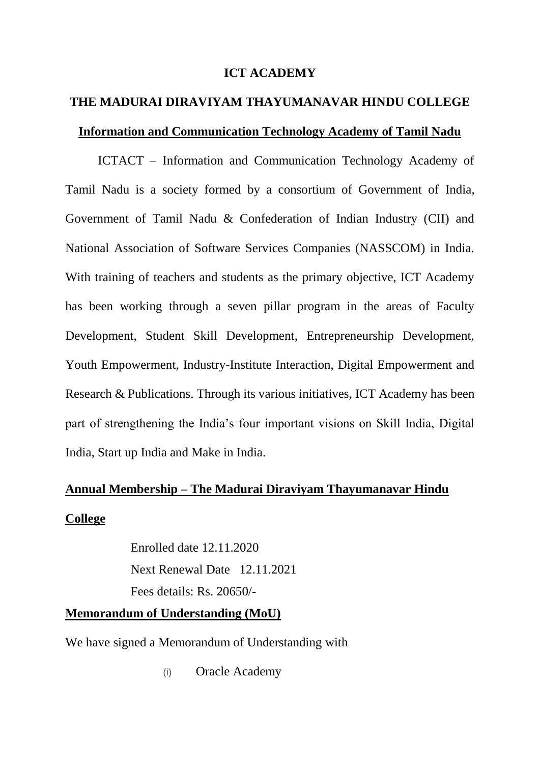# ICT ACADEMY

## THE MADURAI DIRAVIYAM THAYUMANAVAR HINDU COLLEGE

### Information and Communication Technology Academy of Tamil Nadu

ICTACT – Information and Communication Technology Academy of Tamil Nadu is a society formed by a consortium of Government of India, Government of Tamil Nadu & Confederation of Indian Industry (CII) and National Association of Software Services Companies (NASSCOM) in India. With training of teachers and students as the primary objective, ICT Academy has been working through a seven pillar program in the areas of Faculty Development, Student Skill Development, Entrepreneurship Development, Youth Empowerment, Industry-Institute Interaction, Digital Empowerment and Research & Publications. Through its various initiatives, ICT Academy has been part of strengthening the India's four important visions on Skill India, Digital India, Start up India and Make in India.

### Annual Membership – The Madurai Diraviyam Thayumanavar Hindu College

Enrolled date 12.11.2020

Next Renewal Date 12.11.2021

Fees details: Rs. 20650/-

### Memorandum of Understanding (MoU)

We have signed a Memorandum of Understanding with

(i) Oracle Academy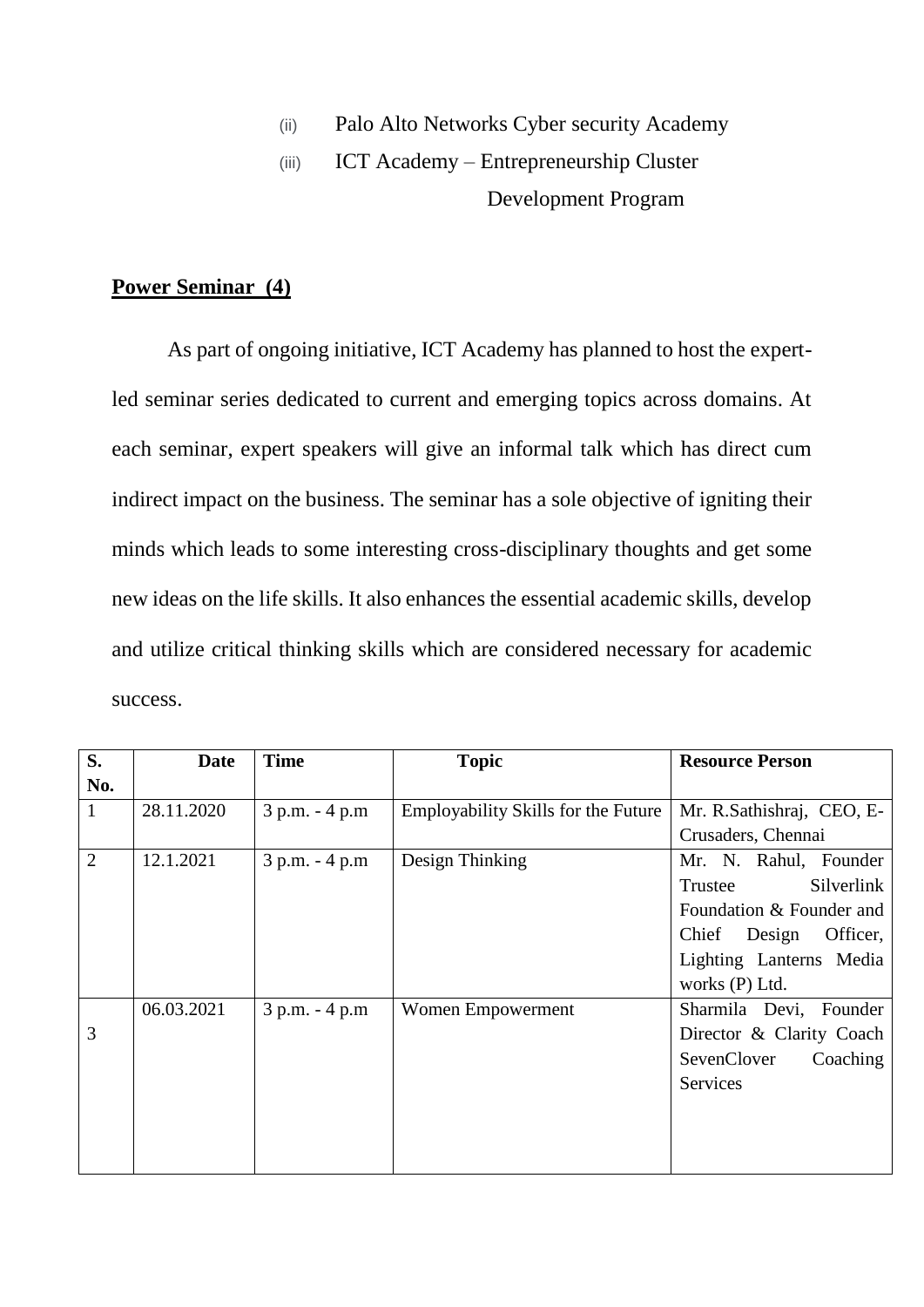(ii) Palo Alto Networks Cyber security Academy

(iii) ICT Academy – Entrepreneurship Cluster Development Program

**Power Seminar (4)**

As part of ongoing initiative, ICT Academy has planned to host the expert-led seminar series dedicated to current and emerging topics across domains. At each seminar, expert speakers will give an informal talk which has direct cum indirect impact on the business. The seminar has a sole objective of igniting their minds which leads to some interesting cross-disciplinary thoughts and get some new ideas on the life skills. It also enhances the essential academic skills, develop and utilize critical thinking skills which are considered necessary for academic success.

| S. No. | Date | Time | Topic | Resource Person |
|---|---|---|---|---|
| 1 | 28.11.2020 | 3 p.m. - 4 p.m | Employability Skills for the Future | Mr. R.Sathishraj, CEO, E-Crusaders, Chennai |
| 2 | 12.1.2021 | 3 p.m. - 4 p.m | Design Thinking | Mr. N. Rahul, Founder Trustee Silverlink Foundation & Founder and Chief Design Officer, Lighting Lanterns Media works (P) Ltd. |
| 3 | 06.03.2021 | 3 p.m. - 4 p.m | Women Empowerment | Sharmila Devi, Founder Director & Clarity Coach SevenClover Coaching Services |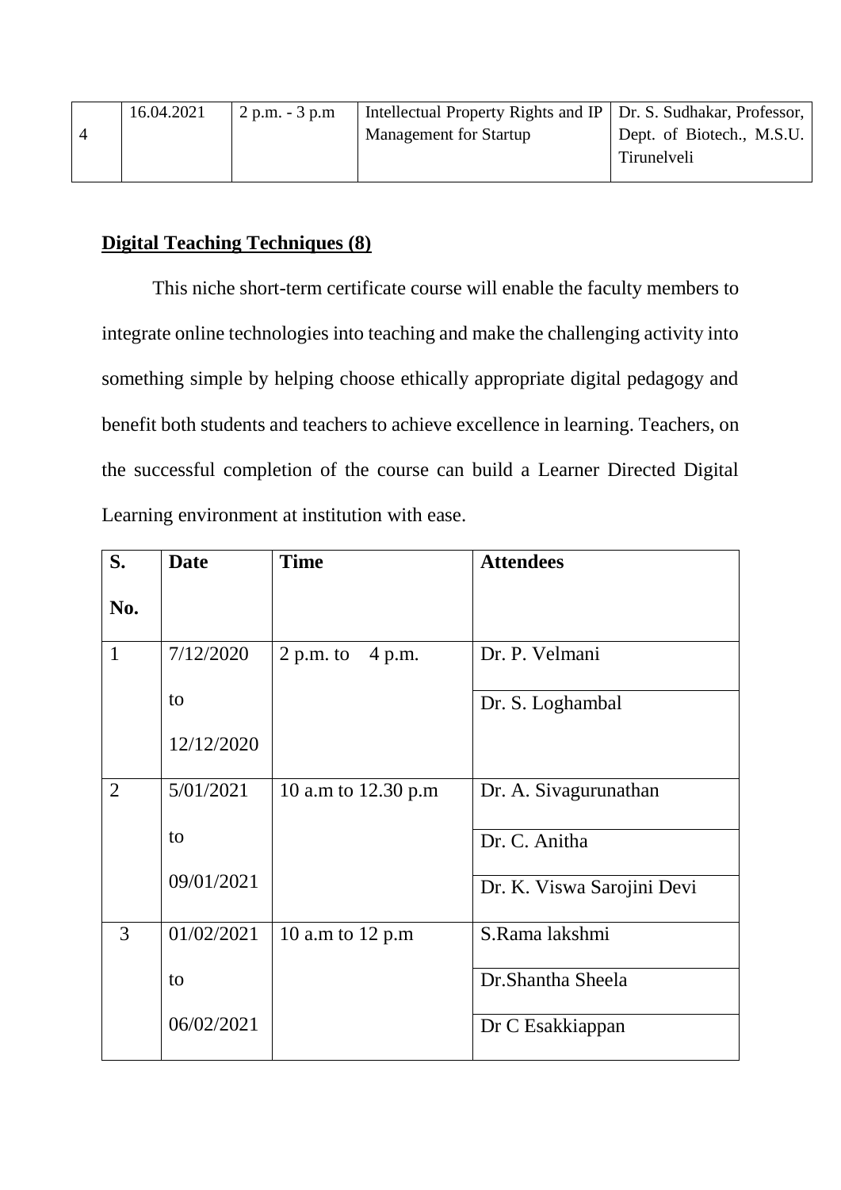| 4 | 16.04.2021 | 2 p.m. - 3 p.m | Intellectual Property Rights and IP Management for Startup | Dr. S. Sudhakar, Professor, Dept. of Biotech., M.S.U. Tirunelveli |
|---|---|---|---|---|

**Digital Teaching Techniques (8)**

This niche short-term certificate course will enable the faculty members to integrate online technologies into teaching and make the challenging activity into something simple by helping choose ethically appropriate digital pedagogy and benefit both students and teachers to achieve excellence in learning. Teachers, on the successful completion of the course can build a Learner Directed Digital Learning environment at institution with ease.

| S. No. | Date | Time | Attendees |
|---|---|---|---|
| 1 | 7/12/2020 to 12/12/2020 | 2 p.m. to 4 p.m. | Dr. P. Velmani |
| | | | Dr. S. Loghambal |
| 2 | 5/01/2021 to 09/01/2021 | 10 a.m to 12.30 p.m | Dr. A. Sivagurunathan |
| | | | Dr. C. Anitha |
| | | | Dr. K. Viswa Sarojini Devi |
| 3 | 01/02/2021 to 06/02/2021 | 10 a.m to 12 p.m | S.Rama lakshmi |
| | | | Dr.Shantha Sheela |
| | | | Dr C Esakkiappan |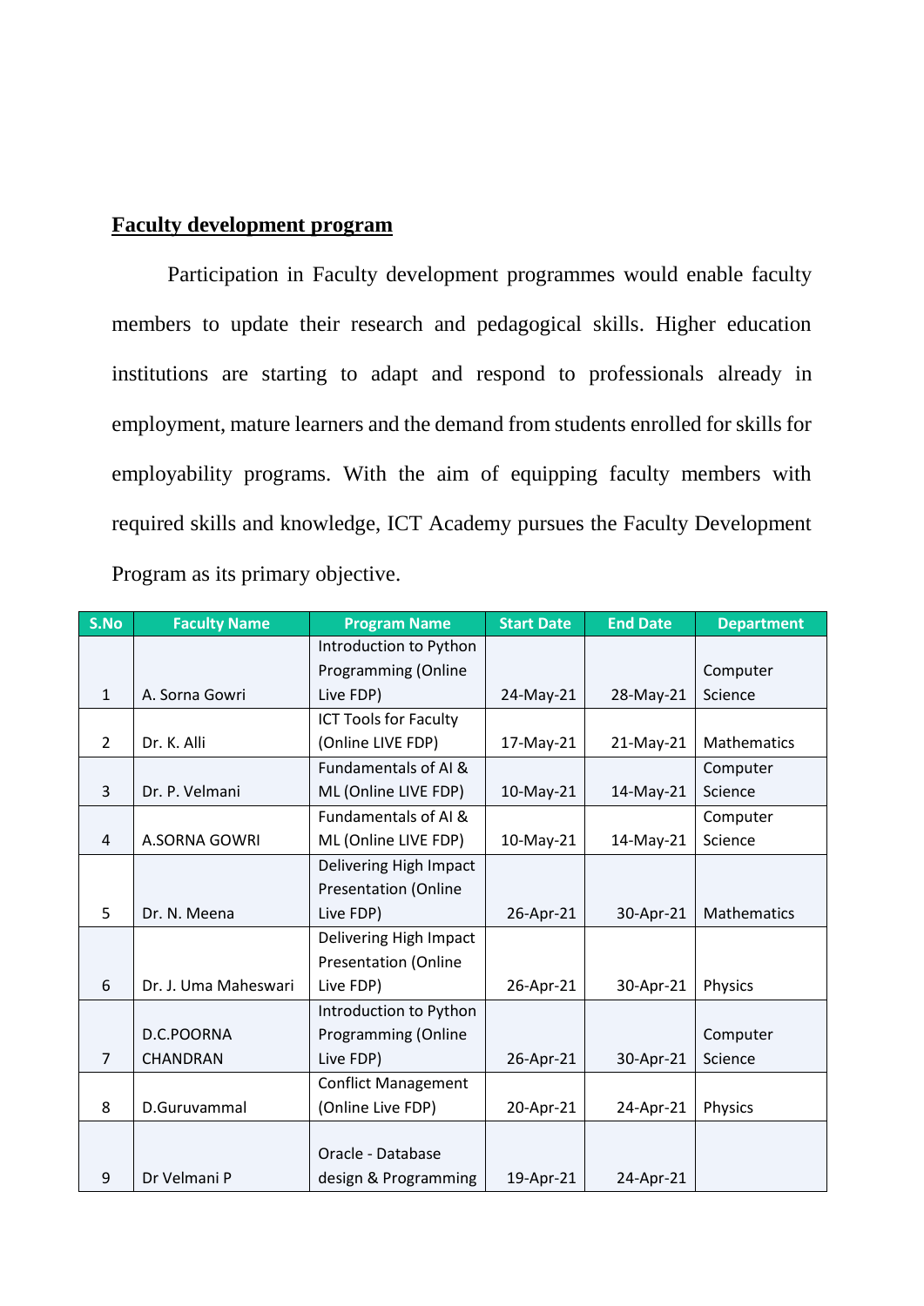**Faculty development program**

Participation in Faculty development programmes would enable faculty members to update their research and pedagogical skills. Higher education institutions are starting to adapt and respond to professionals already in employment, mature learners and the demand from students enrolled for skills for employability programs. With the aim of equipping faculty members with required skills and knowledge, ICT Academy pursues the Faculty Development Program as its primary objective.

| S.No | Faculty Name | Program Name | Start Date | End Date | Department |
|---|---|---|---|---|---|
| 1 | A. Sorna Gowri | Introduction to Python Programming (Online Live FDP) | 24-May-21 | 28-May-21 | Computer Science |
| 2 | Dr. K. Alli | ICT Tools for Faculty (Online LIVE FDP) | 17-May-21 | 21-May-21 | Mathematics |
| 3 | Dr. P. Velmani | Fundamentals of AI & ML (Online LIVE FDP) | 10-May-21 | 14-May-21 | Computer Science |
| 4 | A.SORNA GOWRI | Fundamentals of AI & ML (Online LIVE FDP) | 10-May-21 | 14-May-21 | Computer Science |
| 5 | Dr. N. Meena | Delivering High Impact Presentation (Online Live FDP) | 26-Apr-21 | 30-Apr-21 | Mathematics |
| 6 | Dr. J. Uma Maheswari | Delivering High Impact Presentation (Online Live FDP) | 26-Apr-21 | 30-Apr-21 | Physics |
| 7 | D.C.POORNA CHANDRAN | Introduction to Python Programming (Online Live FDP) | 26-Apr-21 | 30-Apr-21 | Computer Science |
| 8 | D.Guruvammal | Conflict Management (Online Live FDP) | 20-Apr-21 | 24-Apr-21 | Physics |
| 9 | Dr Velmani P | Oracle - Database design & Programming | 19-Apr-21 | 24-Apr-21 | |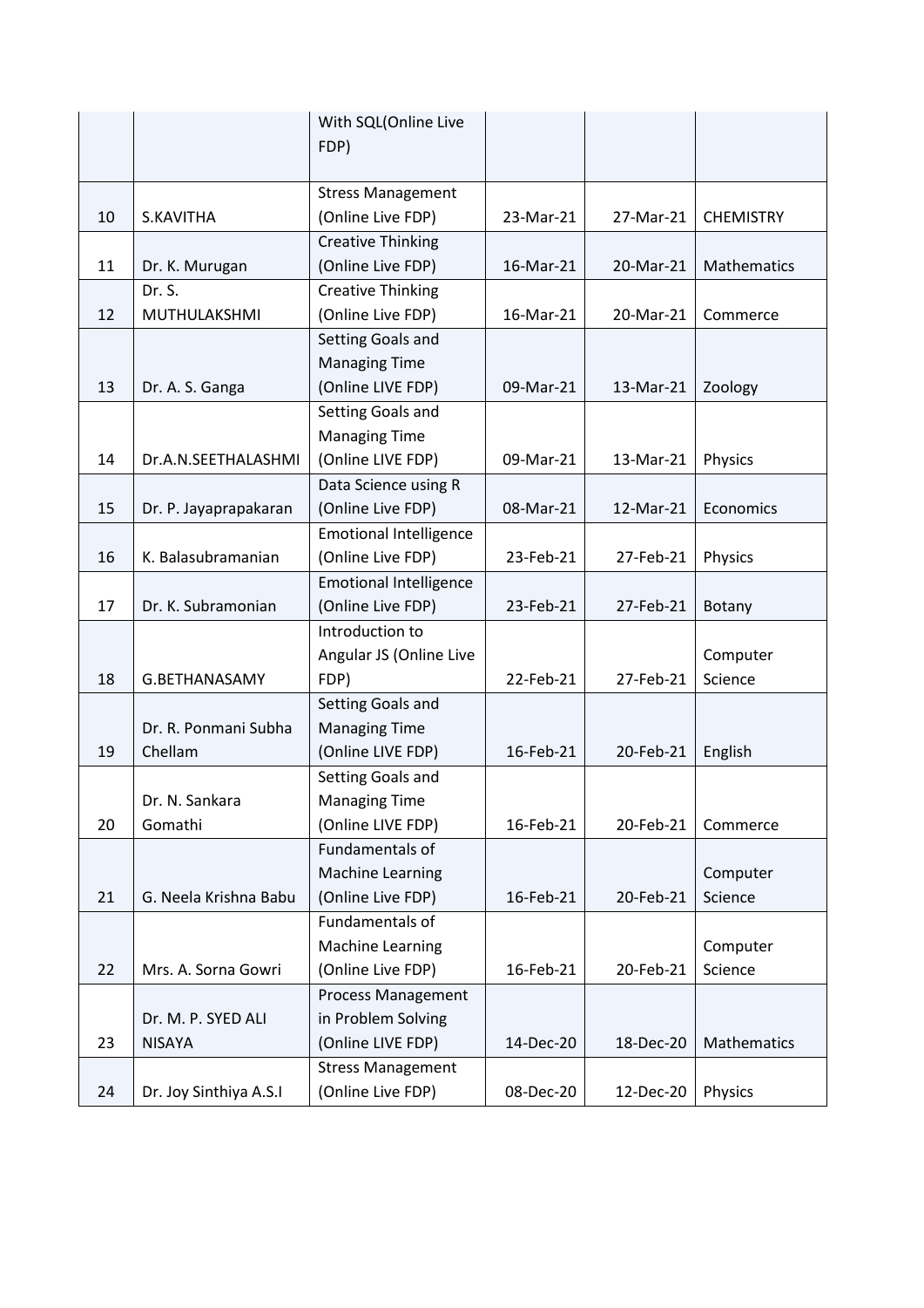| | | | | | |
|---|---|---|---|---|---|
| | | With SQL(Online Live FDP) | | | |
| 10 | S.KAVITHA | Stress Management (Online Live FDP) | 23-Mar-21 | 27-Mar-21 | CHEMISTRY |
| 11 | Dr. K. Murugan | Creative Thinking (Online Live FDP) | 16-Mar-21 | 20-Mar-21 | Mathematics |
| 12 | Dr. S. MUTHULAKSHMI | Creative Thinking (Online Live FDP) | 16-Mar-21 | 20-Mar-21 | Commerce |
| 13 | Dr. A. S. Ganga | Setting Goals and Managing Time (Online LIVE FDP) | 09-Mar-21 | 13-Mar-21 | Zoology |
| 14 | Dr.A.N.SEETHALASHMI | Setting Goals and Managing Time (Online LIVE FDP) | 09-Mar-21 | 13-Mar-21 | Physics |
| 15 | Dr. P. Jayaprapakaran | Data Science using R (Online Live FDP) | 08-Mar-21 | 12-Mar-21 | Economics |
| 16 | K. Balasubramanian | Emotional Intelligence (Online Live FDP) | 23-Feb-21 | 27-Feb-21 | Physics |
| 17 | Dr. K. Subramonian | Emotional Intelligence (Online Live FDP) | 23-Feb-21 | 27-Feb-21 | Botany |
| 18 | G.BETHANASAMY | Introduction to Angular JS (Online Live FDP) | 22-Feb-21 | 27-Feb-21 | Computer Science |
| 19 | Dr. R. Ponmani Subha Chellam | Setting Goals and Managing Time (Online LIVE FDP) | 16-Feb-21 | 20-Feb-21 | English |
| 20 | Dr. N. Sankara Gomathi | Setting Goals and Managing Time (Online LIVE FDP) | 16-Feb-21 | 20-Feb-21 | Commerce |
| 21 | G. Neela Krishna Babu | Fundamentals of Machine Learning (Online Live FDP) | 16-Feb-21 | 20-Feb-21 | Computer Science |
| 22 | Mrs. A. Sorna Gowri | Fundamentals of Machine Learning (Online Live FDP) | 16-Feb-21 | 20-Feb-21 | Computer Science |
| 23 | Dr. M. P. SYED ALI NISAYA | Process Management in Problem Solving (Online LIVE FDP) | 14-Dec-20 | 18-Dec-20 | Mathematics |
| 24 | Dr. Joy Sinthiya A.S.I | Stress Management (Online Live FDP) | 08-Dec-20 | 12-Dec-20 | Physics |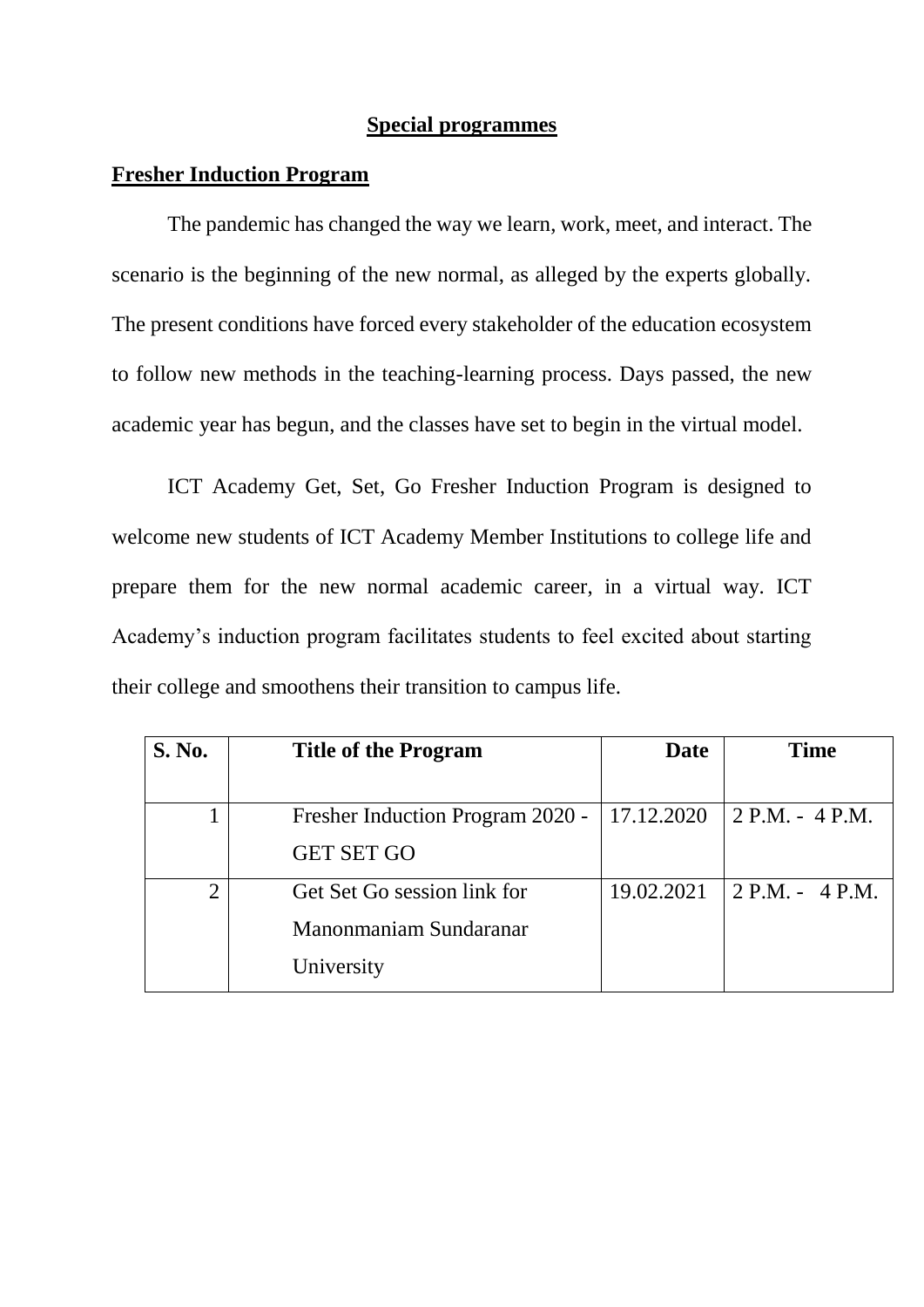# Special programmes

## Fresher Induction Program

The pandemic has changed the way we learn, work, meet, and interact. The scenario is the beginning of the new normal, as alleged by the experts globally. The present conditions have forced every stakeholder of the education ecosystem to follow new methods in the teaching-learning process. Days passed, the new academic year has begun, and the classes have set to begin in the virtual model.

ICT Academy Get, Set, Go Fresher Induction Program is designed to welcome new students of ICT Academy Member Institutions to college life and prepare them for the new normal academic career, in a virtual way. ICT Academy's induction program facilitates students to feel excited about starting their college and smoothens their transition to campus life.

| S. No. | Title of the Program | Date | Time |
|---|---|---|---|
| 1 | Fresher Induction Program 2020 - GET SET GO | 17.12.2020 | 2 P.M. - 4 P.M. |
| 2 | Get Set Go session link for Manonmaniam Sundaranar University | 19.02.2021 | 2 P.M. - 4 P.M. |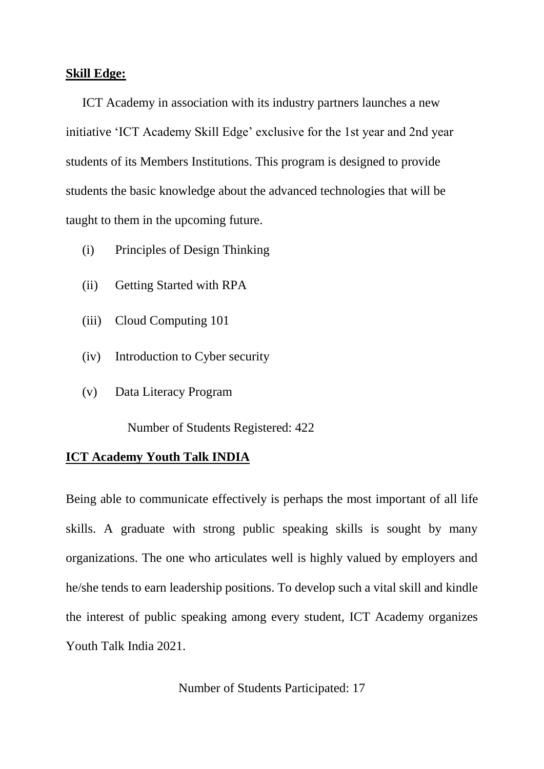**Skill Edge:**

ICT Academy in association with its industry partners launches a new initiative 'ICT Academy Skill Edge' exclusive for the 1st year and 2nd year students of its Members Institutions. This program is designed to provide students the basic knowledge about the advanced technologies that will be taught to them in the upcoming future.

(i) Principles of Design Thinking

(ii) Getting Started with RPA

(iii) Cloud Computing 101

(iv) Introduction to Cyber security

(v) Data Literacy Program

Number of Students Registered: 422

**ICT Academy Youth Talk INDIA**

Being able to communicate effectively is perhaps the most important of all life skills. A graduate with strong public speaking skills is sought by many organizations. The one who articulates well is highly valued by employers and he/she tends to earn leadership positions. To develop such a vital skill and kindle the interest of public speaking among every student, ICT Academy organizes Youth Talk India 2021.

Number of Students Participated: 17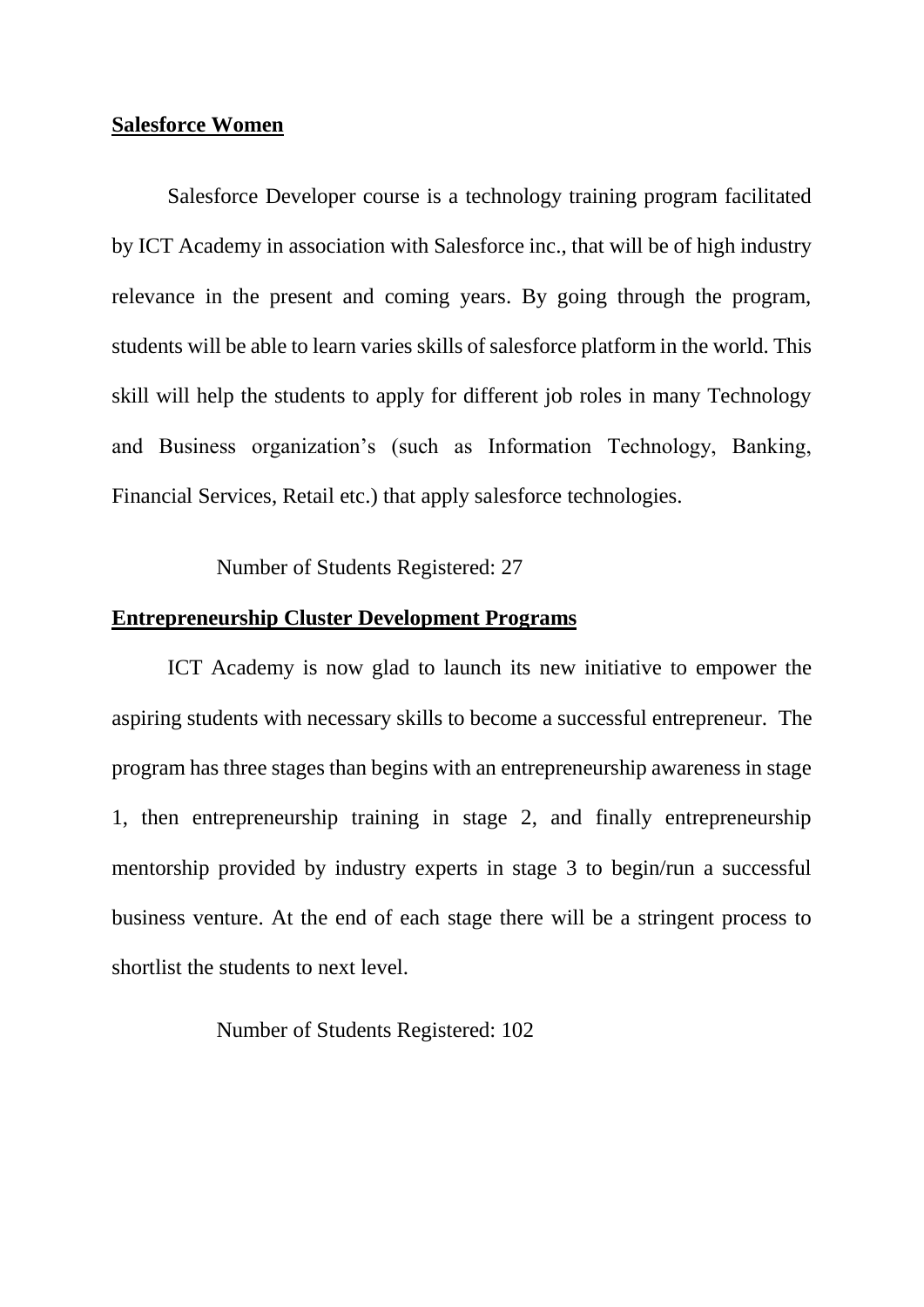**Salesforce Women**

Salesforce Developer course is a technology training program facilitated by ICT Academy in association with Salesforce inc., that will be of high industry relevance in the present and coming years. By going through the program, students will be able to learn varies skills of salesforce platform in the world. This skill will help the students to apply for different job roles in many Technology and Business organization's (such as Information Technology, Banking, Financial Services, Retail etc.) that apply salesforce technologies.

Number of Students Registered: 27

**Entrepreneurship Cluster Development Programs**

ICT Academy is now glad to launch its new initiative to empower the aspiring students with necessary skills to become a successful entrepreneur. The program has three stages than begins with an entrepreneurship awareness in stage 1, then entrepreneurship training in stage 2, and finally entrepreneurship mentorship provided by industry experts in stage 3 to begin/run a successful business venture. At the end of each stage there will be a stringent process to shortlist the students to next level.

Number of Students Registered: 102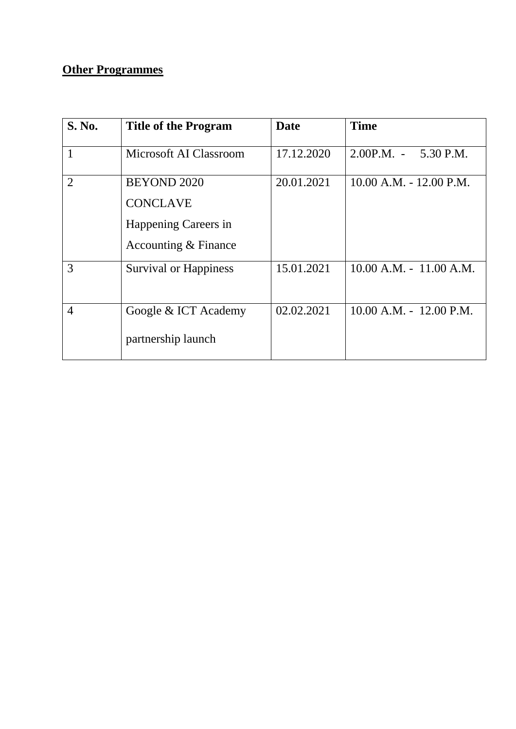**Other Programmes**

| S. No. | Title of the Program | Date | Time |
|---|---|---|---|
| 1 | Microsoft AI Classroom | 17.12.2020 | 2.00P.M. - 5.30 P.M. |
| 2 | BEYOND 2020 CONCLAVE Happening Careers in Accounting & Finance | 20.01.2021 | 10.00 A.M. - 12.00 P.M. |
| 3 | Survival or Happiness | 15.01.2021 | 10.00 A.M. - 11.00 A.M. |
| 4 | Google & ICT Academy partnership launch | 02.02.2021 | 10.00 A.M. - 12.00 P.M. |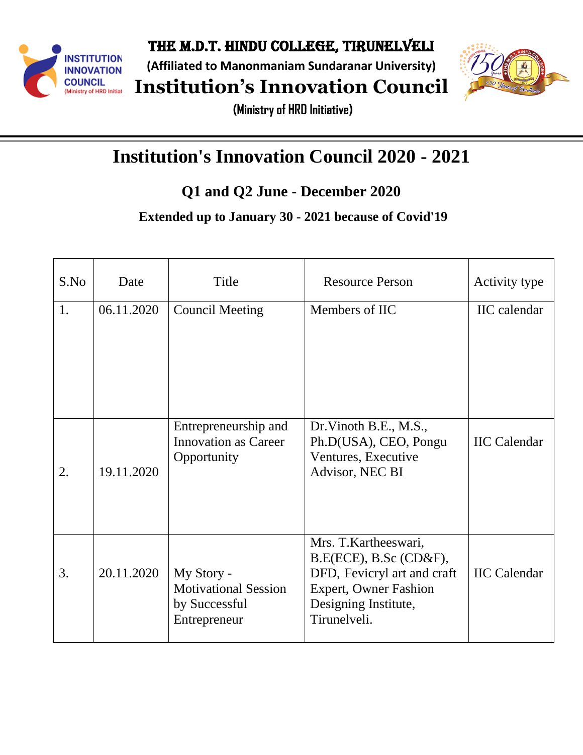# THE M.D.T. HINDU COLLEGE, TIRUNELVELI

**(Affiliated to Manonmaniam Sundaranar University)**

# Institution's Innovation Council

**(Ministry of HRD Initiative)**

## Institution's Innovation Council 2020 - 2021

### Q1 and Q2 June - December 2020

**Extended up to January 30 - 2021 because of Covid'19**

| S.No | Date | Title | Resource Person | Activity type |
|---|---|---|---|---|
| 1. | 06.11.2020 | Council Meeting | Members of IIC | IIC calendar |
| 2. | 19.11.2020 | Entrepreneurship and Innovation as Career Opportunity | Dr.Vinoth B.E., M.S., Ph.D(USA), CEO, Pongu Ventures, Executive Advisor, NEC BI | IIC Calendar |
| 3. | 20.11.2020 | My Story - Motivational Session by Successful Entrepreneur | Mrs. T.Kartheeswari, B.E(ECE), B.Sc (CD&F), DFD, Fevicryl art and craft Expert, Owner Fashion Designing Institute, Tirunelveli. | IIC Calendar |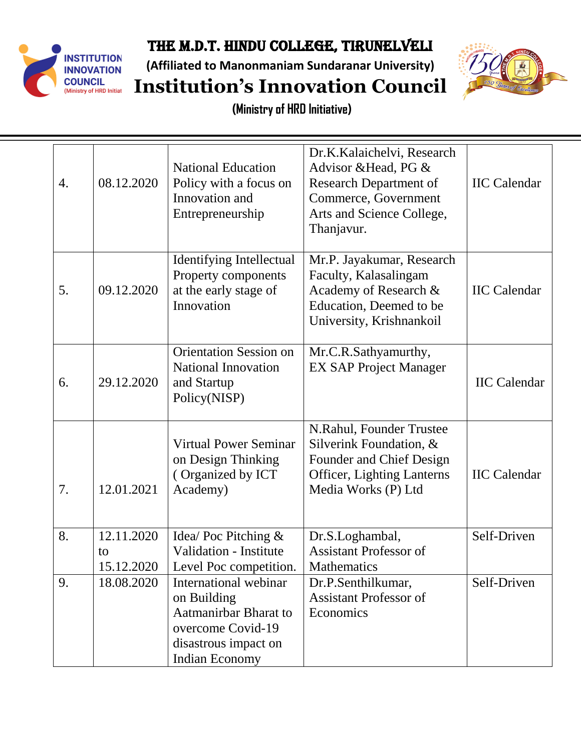# THE M.D.T. HINDU COLLEGE, TIRUNELVELI

**(Affiliated to Manonmaniam Sundaranar University)**

# Institution's Innovation Council

**(Ministry of HRD Initiative)**

| | | | | |
|---|---|---|---|---|
| 4. | 08.12.2020 | National Education Policy with a focus on Innovation and Entrepreneurship | Dr.K.Kalaichelvi, Research Advisor &Head, PG & Research Department of Commerce, Government Arts and Science College, Thanjavur. | IIC Calendar |
| 5. | 09.12.2020 | Identifying Intellectual Property components at the early stage of Innovation | Mr.P. Jayakumar, Research Faculty, Kalasalingam Academy of Research & Education, Deemed to be University, Krishnankoil | IIC Calendar |
| 6. | 29.12.2020 | Orientation Session on National Innovation and Startup Policy(NISP) | Mr.C.R.Sathyamurthy, EX SAP Project Manager | IIC Calendar |
| 7. | 12.01.2021 | Virtual Power Seminar on Design Thinking ( Organized by ICT Academy) | N.Rahul, Founder Trustee Silverink Foundation, & Founder and Chief Design Officer, Lighting Lanterns Media Works (P) Ltd | IIC Calendar |
| 8. | 12.11.2020 to 15.12.2020 | Idea/ Poc Pitching & Validation - Institute Level Poc competition. | Dr.S.Loghambal, Assistant Professor of Mathematics | Self-Driven |
| 9. | 18.08.2020 | International webinar on Building Aatmanirbar Bharat to overcome Covid-19 disastrous impact on Indian Economy | Dr.P.Senthilkumar, Assistant Professor of Economics | Self-Driven |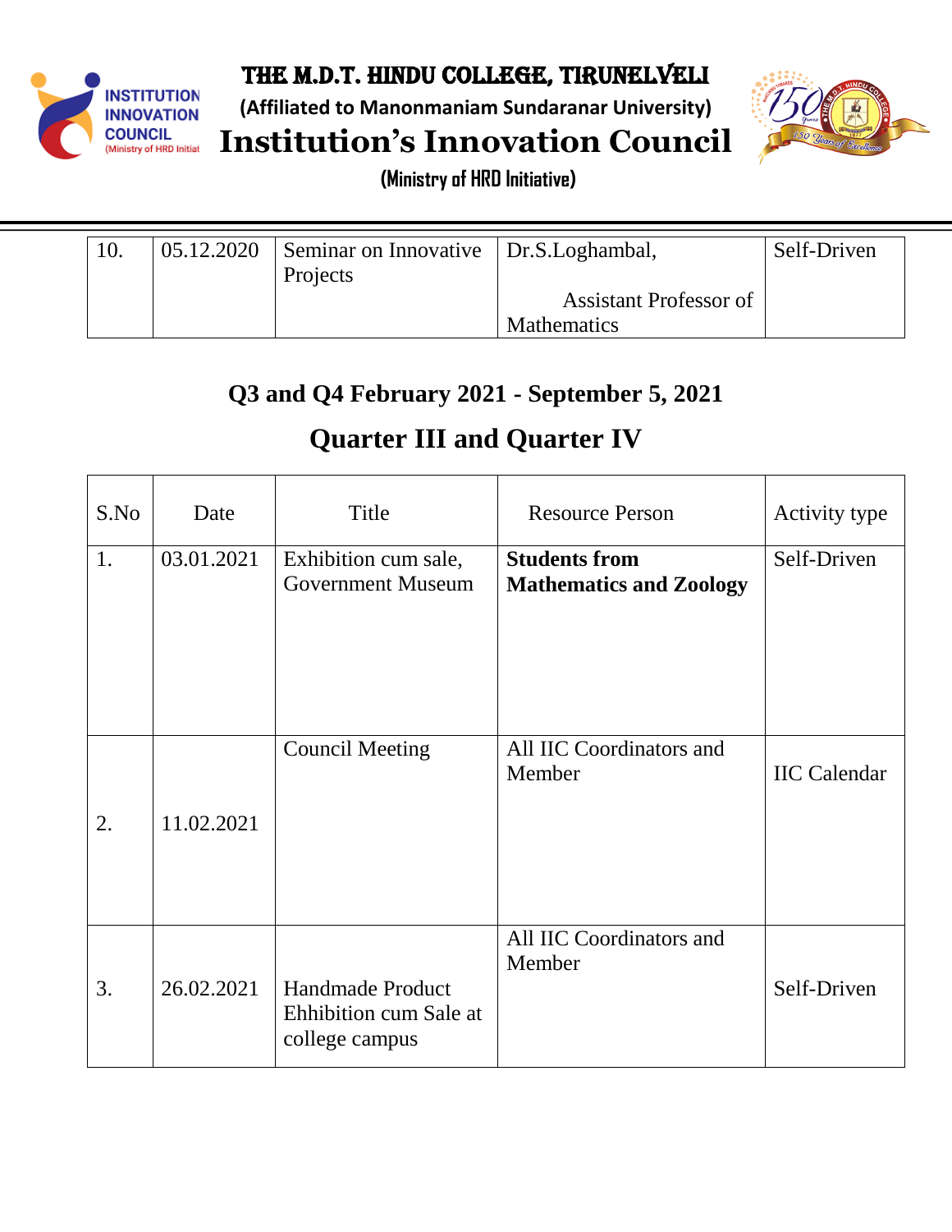| 10. | 05.12.2020 | Seminar on Innovative Projects | Dr.S.Loghambal, Assistant Professor of Mathematics | Self-Driven |
|---|---|---|---|---|

## Q3 and Q4 February 2021 - September 5, 2021

## Quarter III and Quarter IV

| S.No | Date | Title | Resource Person | Activity type |
|---|---|---|---|---|
| 1. | 03.01.2021 | Exhibition cum sale, Government Museum | **Students from Mathematics and Zoology** | Self-Driven |
| 2. | 11.02.2021 | Council Meeting | All IIC Coordinators and Member | IIC Calendar |
| 3. | 26.02.2021 | Handmade Product Ehhibition cum Sale at college campus | All IIC Coordinators and Member | Self-Driven |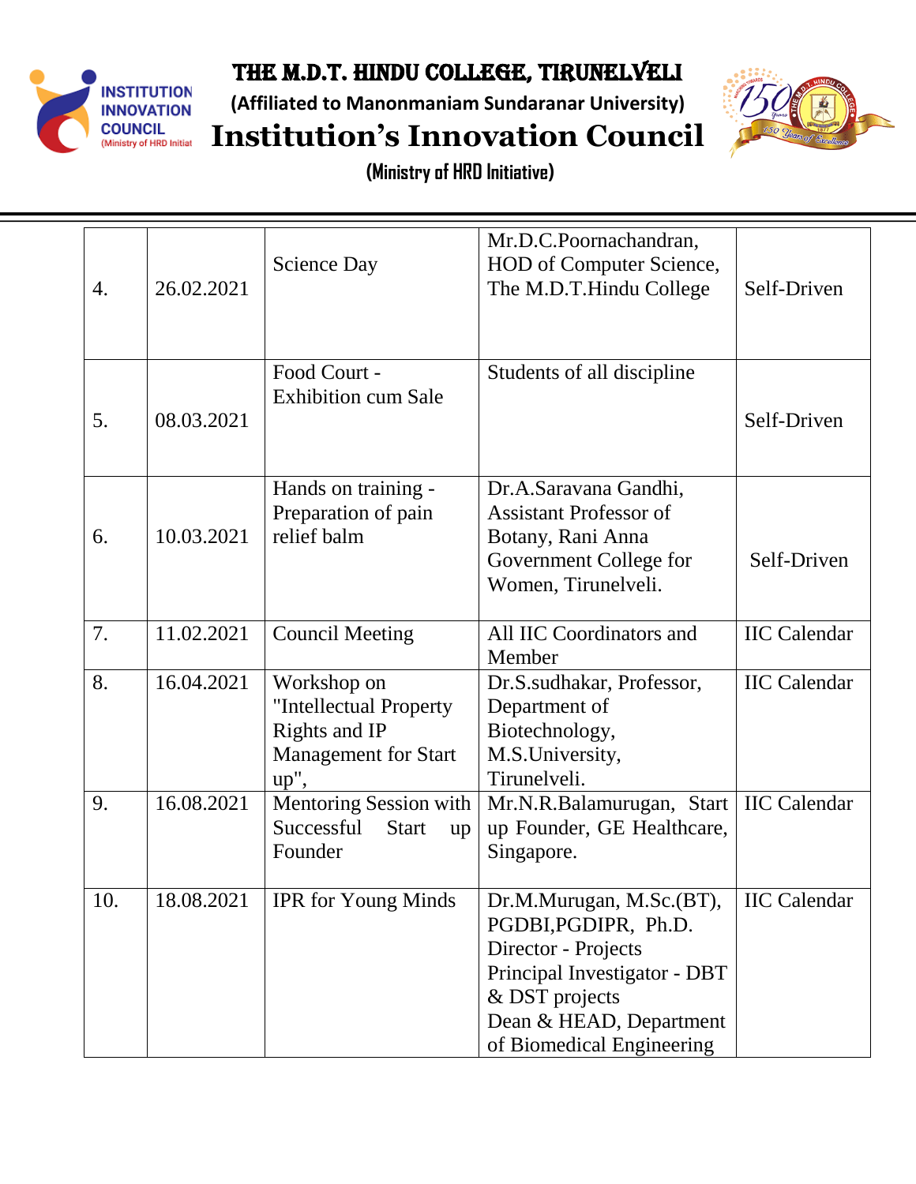# THE M.D.T. HINDU COLLEGE, TIRUNELVELI

**(Affiliated to Manonmaniam Sundaranar University)**

# Institution's Innovation Council

**(Ministry of HRD Initiative)**

| | | | | |
|---|---|---|---|---|
| 4. | 26.02.2021 | Science Day | Mr.D.C.Poornachandran, HOD of Computer Science, The M.D.T.Hindu College | Self-Driven |
| 5. | 08.03.2021 | Food Court - Exhibition cum Sale | Students of all discipline | Self-Driven |
| 6. | 10.03.2021 | Hands on training - Preparation of pain relief balm | Dr.A.Saravana Gandhi, Assistant Professor of Botany, Rani Anna Government College for Women, Tirunelveli. | Self-Driven |
| 7. | 11.02.2021 | Council Meeting | All IIC Coordinators and Member | IIC Calendar |
| 8. | 16.04.2021 | Workshop on "Intellectual Property Rights and IP Management for Start up", | Dr.S.sudhakar, Professor, Department of Biotechnology, M.S.University, Tirunelveli. | IIC Calendar |
| 9. | 16.08.2021 | Mentoring Session with Successful Start up Founder | Mr.N.R.Balamurugan, Start up Founder, GE Healthcare, Singapore. | IIC Calendar |
| 10. | 18.08.2021 | IPR for Young Minds | Dr.M.Murugan, M.Sc.(BT), PGDBI,PGDIPR, Ph.D. Director - Projects Principal Investigator - DBT & DST projects Dean & HEAD, Department of Biomedical Engineering | IIC Calendar |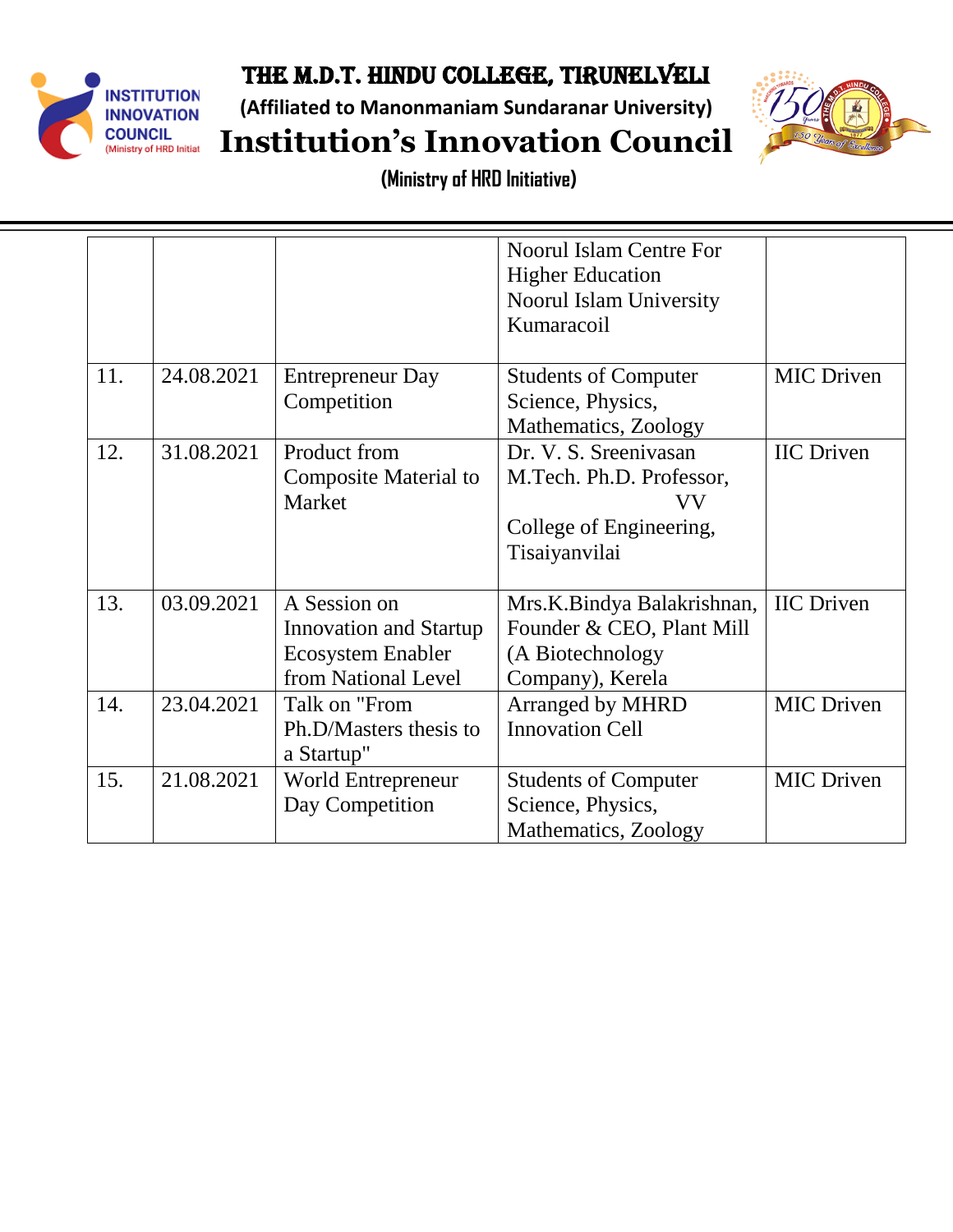| | | | Noorul Islam Centre For Higher Education Noorul Islam University Kumaracoil | |
|---|---|---|---|---|
| 11. | 24.08.2021 | Entrepreneur Day Competition | Students of Computer Science, Physics, Mathematics, Zoology | MIC Driven |
| 12. | 31.08.2021 | Product from Composite Material to Market | Dr. V. S. Sreenivasan M.Tech. Ph.D. Professor, VV College of Engineering, Tisaiyanvilai | IIC Driven |
| 13. | 03.09.2021 | A Session on Innovation and Startup Ecosystem Enabler from National Level | Mrs.K.Bindya Balakrishnan, Founder & CEO, Plant Mill (A Biotechnology Company), Kerela | IIC Driven |
| 14. | 23.04.2021 | Talk on "From Ph.D/Masters thesis to a Startup" | Arranged by MHRD Innovation Cell | MIC Driven |
| 15. | 21.08.2021 | World Entrepreneur Day Competition | Students of Computer Science, Physics, Mathematics, Zoology | MIC Driven |